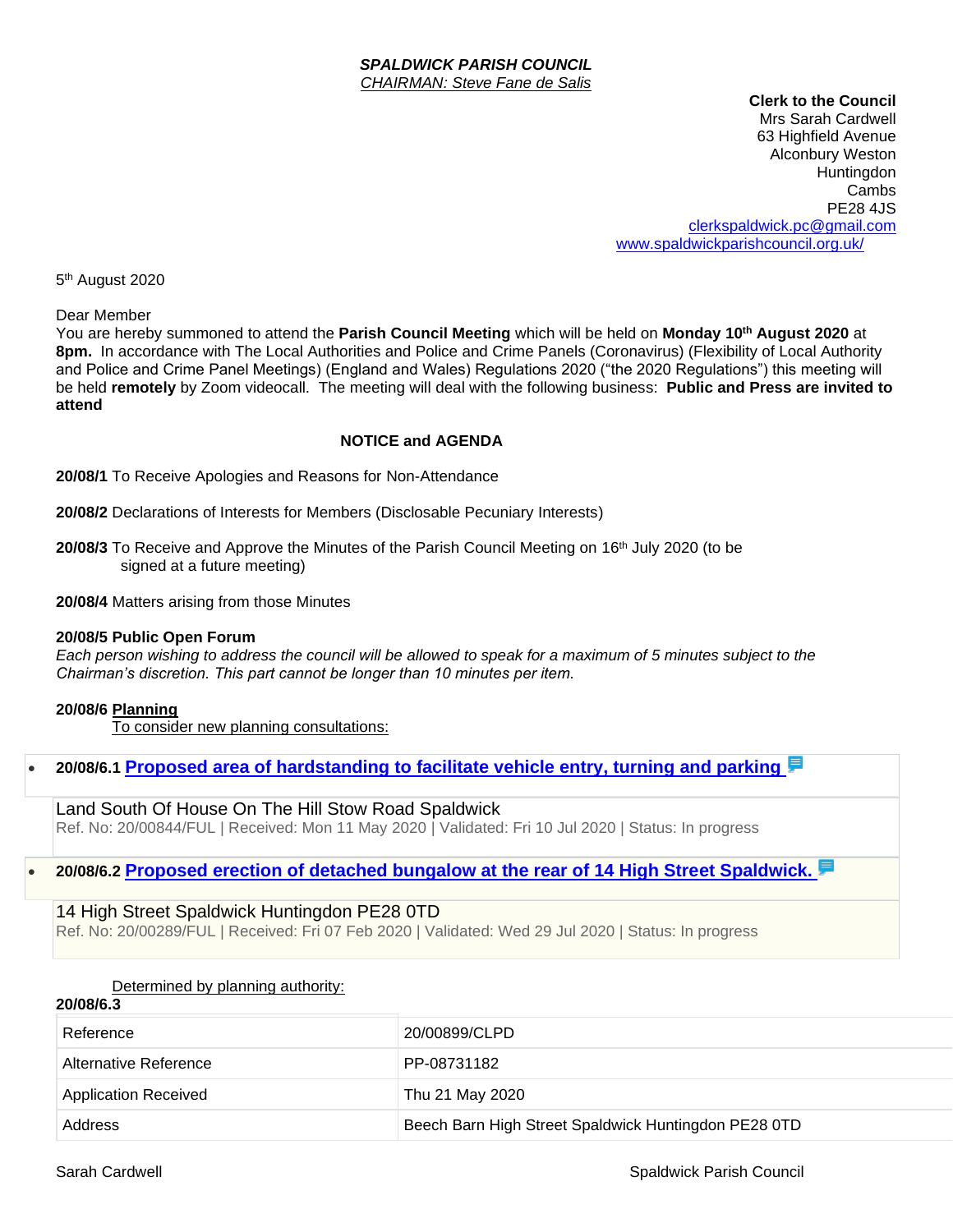***SPALDWICK PARISH COUNCIL***
*CHAIRMAN: Steve Fane de Salis*

**Clerk to the Council**
Mrs Sarah Cardwell
63 Highfield Avenue
Alconbury Weston
Huntingdon
Cambs
PE28 4JS
clerkspaldwick.pc@gmail.com
www.spaldwickparishcouncil.org.uk/

5th August 2020

Dear Member
You are hereby summoned to attend the **Parish Council Meeting** which will be held on **Monday 10th August 2020** at **8pm.** In accordance with The Local Authorities and Police and Crime Panels (Coronavirus) (Flexibility of Local Authority and Police and Crime Panel Meetings) (England and Wales) Regulations 2020 ("the 2020 Regulations") this meeting will be held **remotely** by Zoom videocall. The meeting will deal with the following business: **Public and Press are invited to attend**

## NOTICE and AGENDA

**20/08/1** To Receive Apologies and Reasons for Non-Attendance

**20/08/2** Declarations of Interests for Members (Disclosable Pecuniary Interests)

**20/08/3** To Receive and Approve the Minutes of the Parish Council Meeting on 16th July 2020 (to be signed at a future meeting)

**20/08/4** Matters arising from those Minutes

**20/08/5 Public Open Forum**
*Each person wishing to address the council will be allowed to speak for a maximum of 5 minutes subject to the Chairman's discretion. This part cannot be longer than 10 minutes per item.*

**20/08/6 Planning**
To consider new planning consultations:

- **20/08/6.1 Proposed area of hardstanding to facilitate vehicle entry, turning and parking**

  Land South Of House On The Hill Stow Road Spaldwick
  Ref. No: 20/00844/FUL | Received: Mon 11 May 2020 | Validated: Fri 10 Jul 2020 | Status: In progress

- **20/08/6.2 Proposed erection of detached bungalow at the rear of 14 High Street Spaldwick.**

  14 High Street Spaldwick Huntingdon PE28 0TD
  Ref. No: 20/00289/FUL | Received: Fri 07 Feb 2020 | Validated: Wed 29 Jul 2020 | Status: In progress

Determined by planning authority:

**20/08/6.3**

| Reference | 20/00899/CLPD |
|---|---|
| Alternative Reference | PP-08731182 |
| Application Received | Thu 21 May 2020 |
| Address | Beech Barn High Street Spaldwick Huntingdon PE28 0TD |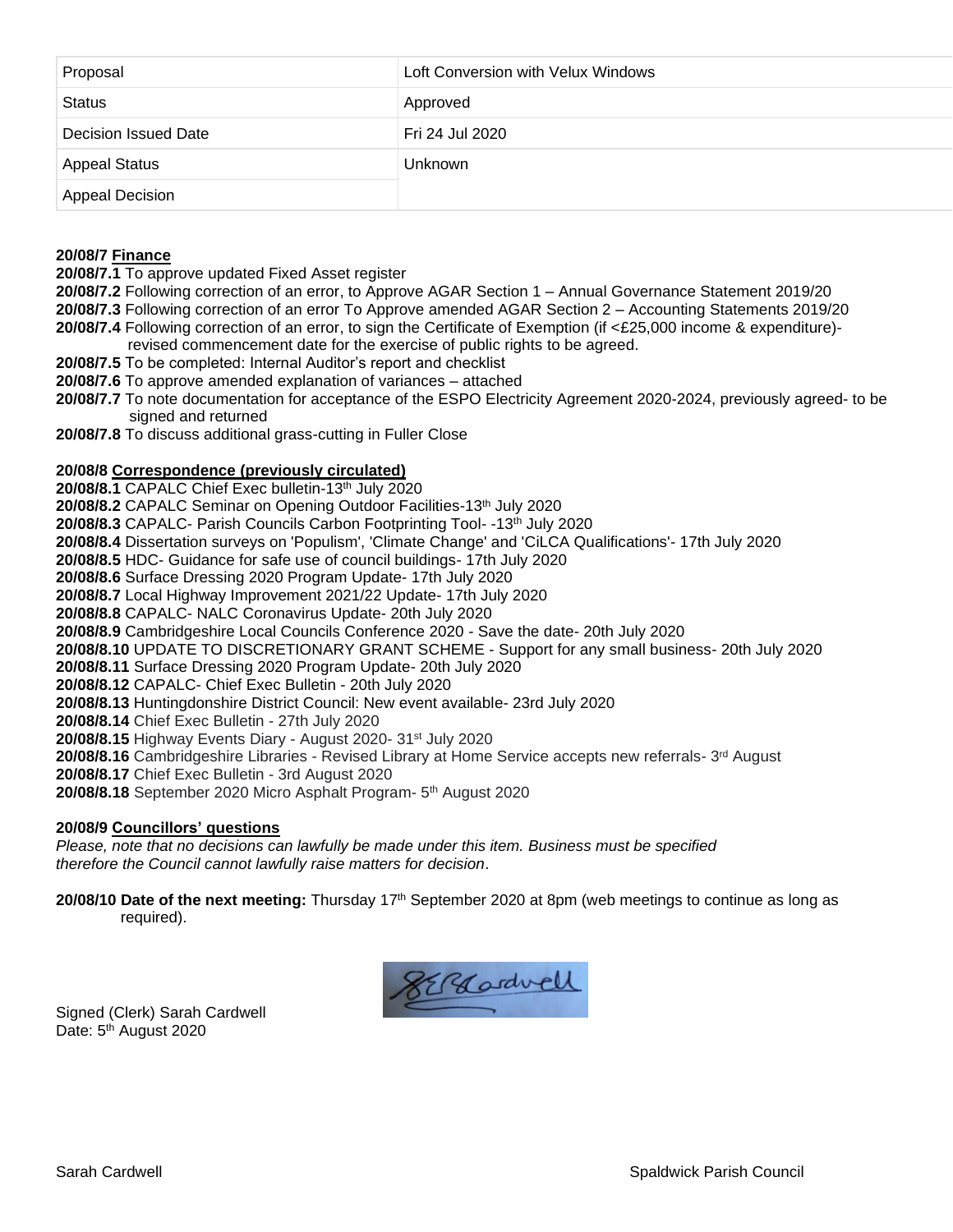| | |
|---|---|
| Proposal | Loft Conversion with Velux Windows |
| Status | Approved |
| Decision Issued Date | Fri 24 Jul 2020 |
| Appeal Status | Unknown |
| Appeal Decision | |

**20/08/7 Finance**

**20/08/7.1** To approve updated Fixed Asset register
**20/08/7.2** Following correction of an error, to Approve AGAR Section 1 – Annual Governance Statement 2019/20
**20/08/7.3** Following correction of an error To Approve amended AGAR Section 2 – Accounting Statements 2019/20
**20/08/7.4** Following correction of an error, to sign the Certificate of Exemption (if <£25,000 income & expenditure)- revised commencement date for the exercise of public rights to be agreed.
**20/08/7.5** To be completed: Internal Auditor's report and checklist
**20/08/7.6** To approve amended explanation of variances – attached
**20/08/7.7** To note documentation for acceptance of the ESPO Electricity Agreement 2020-2024, previously agreed- to be signed and returned
**20/08/7.8** To discuss additional grass-cutting in Fuller Close

**20/08/8 Correspondence (previously circulated)**

**20/08/8.1** CAPALC Chief Exec bulletin-13th July 2020
**20/08/8.2** CAPALC Seminar on Opening Outdoor Facilities-13th July 2020
**20/08/8.3** CAPALC- Parish Councils Carbon Footprinting Tool- -13th July 2020
**20/08/8.4** Dissertation surveys on 'Populism', 'Climate Change' and 'CiLCA Qualifications'- 17th July 2020
**20/08/8.5** HDC- Guidance for safe use of council buildings- 17th July 2020
**20/08/8.6** Surface Dressing 2020 Program Update- 17th July 2020
**20/08/8.7** Local Highway Improvement 2021/22 Update- 17th July 2020
**20/08/8.8** CAPALC- NALC Coronavirus Update- 20th July 2020
**20/08/8.9** Cambridgeshire Local Councils Conference 2020 - Save the date- 20th July 2020
**20/08/8.10** UPDATE TO DISCRETIONARY GRANT SCHEME - Support for any small business- 20th July 2020
**20/08/8.11** Surface Dressing 2020 Program Update- 20th July 2020
**20/08/8.12** CAPALC- Chief Exec Bulletin - 20th July 2020
**20/08/8.13** Huntingdonshire District Council: New event available- 23rd July 2020
**20/08/8.14** Chief Exec Bulletin - 27th July 2020
**20/08/8.15** Highway Events Diary - August 2020- 31st July 2020
**20/08/8.16** Cambridgeshire Libraries - Revised Library at Home Service accepts new referrals- 3rd August
**20/08/8.17** Chief Exec Bulletin - 3rd August 2020
**20/08/8.18** September 2020 Micro Asphalt Program- 5th August 2020

**20/08/9 Councillors' questions**

*Please, note that no decisions can lawfully be made under this item. Business must be specified therefore the Council cannot lawfully raise matters for decision*.

**20/08/10 Date of the next meeting:** Thursday 17th September 2020 at 8pm (web meetings to continue as long as required).

Signed (Clerk) Sarah Cardwell
Date: 5th August 2020